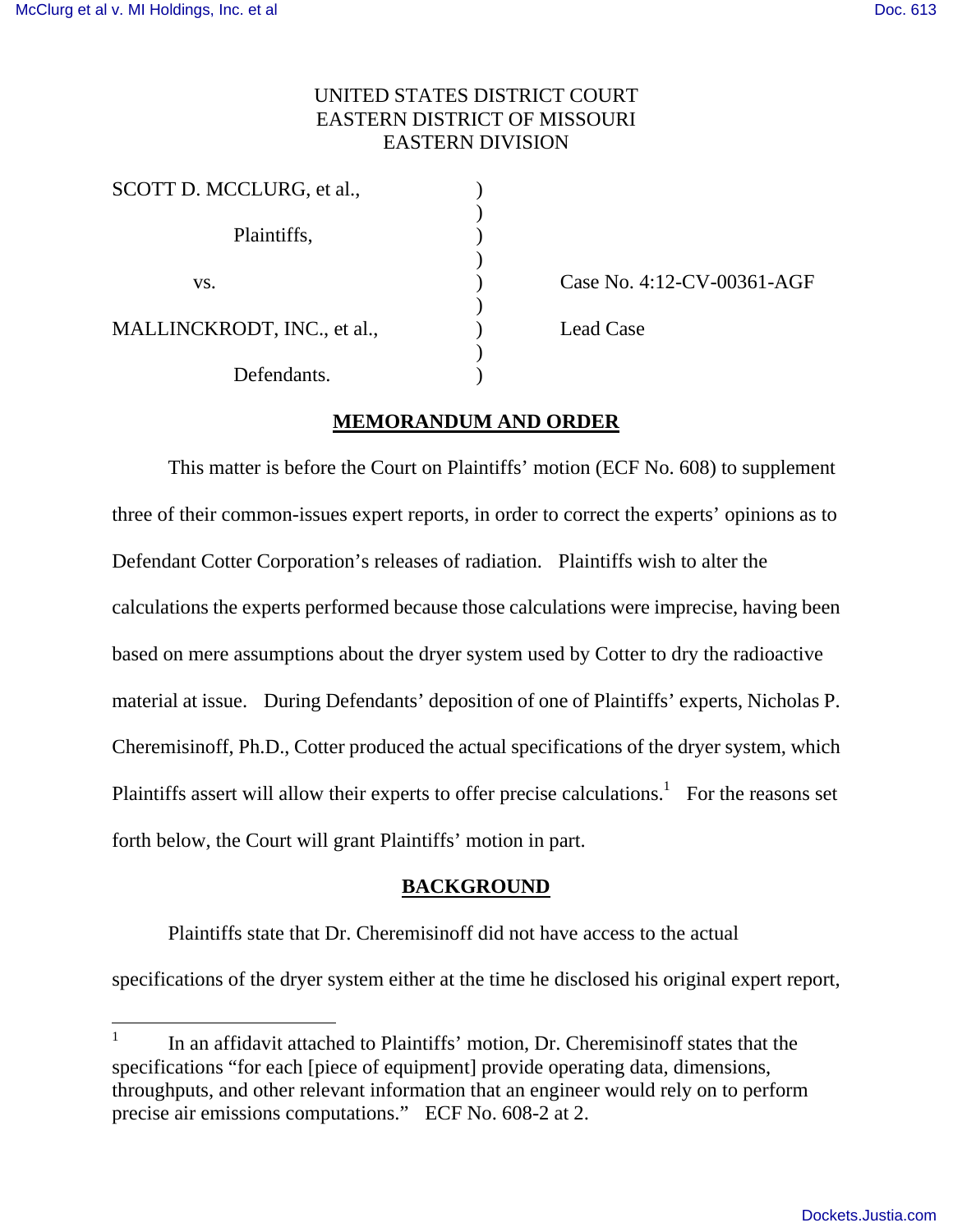UNITED STATES DISTRICT COURT
EASTERN DISTRICT OF MISSOURI
EASTERN DIVISION

| | | |
|---|---|---|
| SCOTT D. MCCLURG, et al., | ) | |
| Plaintiffs, | ) | |
| vs. | ) | Case No. 4:12-CV-00361-AGF |
| MALLINCKRODT, INC., et al., | ) | Lead Case |
| Defendants. | ) | |

## MEMORANDUM AND ORDER

This matter is before the Court on Plaintiffs' motion (ECF No. 608) to supplement three of their common-issues expert reports, in order to correct the experts' opinions as to Defendant Cotter Corporation's releases of radiation. Plaintiffs wish to alter the calculations the experts performed because those calculations were imprecise, having been based on mere assumptions about the dryer system used by Cotter to dry the radioactive material at issue. During Defendants' deposition of one of Plaintiffs' experts, Nicholas P. Cheremisinoff, Ph.D., Cotter produced the actual specifications of the dryer system, which Plaintiffs assert will allow their experts to offer precise calculations.[1] For the reasons set forth below, the Court will grant Plaintiffs' motion in part.

## BACKGROUND

Plaintiffs state that Dr. Cheremisinoff did not have access to the actual specifications of the dryer system either at the time he disclosed his original expert report,

---

[1] In an affidavit attached to Plaintiffs' motion, Dr. Cheremisinoff states that the specifications "for each [piece of equipment] provide operating data, dimensions, throughputs, and other relevant information that an engineer would rely on to perform precise air emissions computations." ECF No. 608-2 at 2.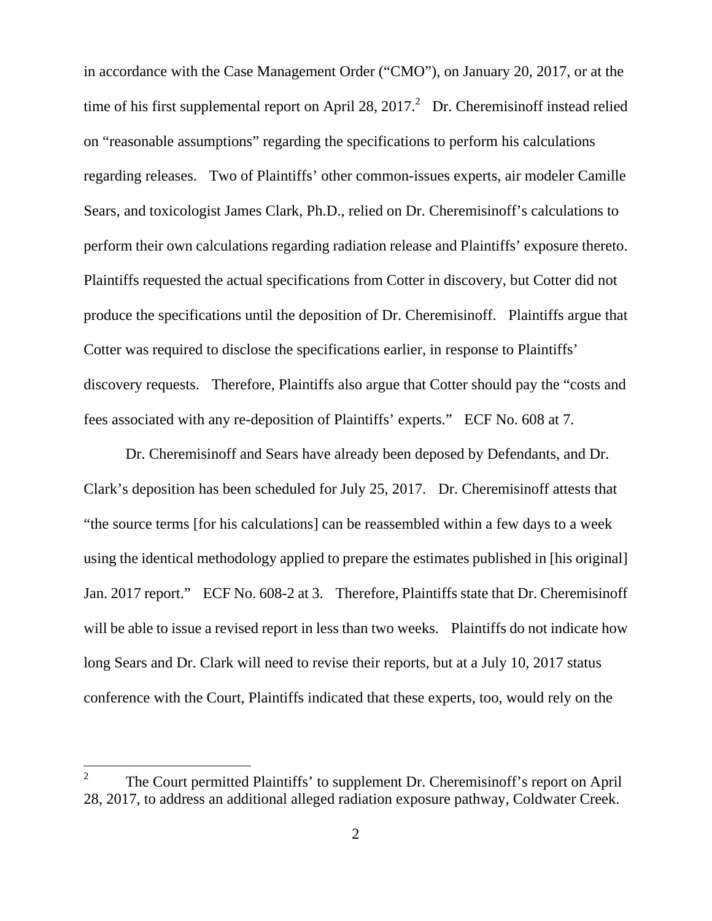in accordance with the Case Management Order ("CMO"), on January 20, 2017, or at the time of his first supplemental report on April 28, 2017.[2] Dr. Cheremisinoff instead relied on "reasonable assumptions" regarding the specifications to perform his calculations regarding releases. Two of Plaintiffs' other common-issues experts, air modeler Camille Sears, and toxicologist James Clark, Ph.D., relied on Dr. Cheremisinoff's calculations to perform their own calculations regarding radiation release and Plaintiffs' exposure thereto. Plaintiffs requested the actual specifications from Cotter in discovery, but Cotter did not produce the specifications until the deposition of Dr. Cheremisinoff. Plaintiffs argue that Cotter was required to disclose the specifications earlier, in response to Plaintiffs' discovery requests. Therefore, Plaintiffs also argue that Cotter should pay the "costs and fees associated with any re-deposition of Plaintiffs' experts." ECF No. 608 at 7.

Dr. Cheremisinoff and Sears have already been deposed by Defendants, and Dr. Clark's deposition has been scheduled for July 25, 2017. Dr. Cheremisinoff attests that "the source terms [for his calculations] can be reassembled within a few days to a week using the identical methodology applied to prepare the estimates published in [his original] Jan. 2017 report." ECF No. 608-2 at 3. Therefore, Plaintiffs state that Dr. Cheremisinoff will be able to issue a revised report in less than two weeks. Plaintiffs do not indicate how long Sears and Dr. Clark will need to revise their reports, but at a July 10, 2017 status conference with the Court, Plaintiffs indicated that these experts, too, would rely on the

[2] The Court permitted Plaintiffs' to supplement Dr. Cheremisinoff's report on April 28, 2017, to address an additional alleged radiation exposure pathway, Coldwater Creek.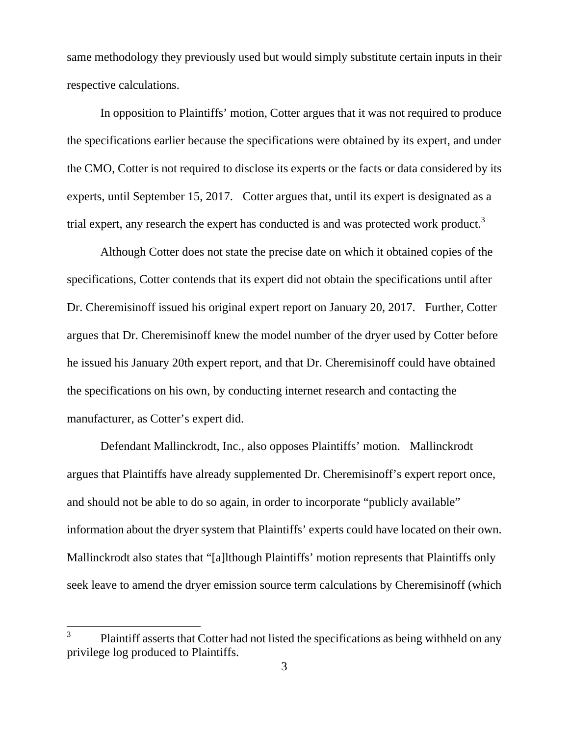same methodology they previously used but would simply substitute certain inputs in their respective calculations.

In opposition to Plaintiffs' motion, Cotter argues that it was not required to produce the specifications earlier because the specifications were obtained by its expert, and under the CMO, Cotter is not required to disclose its experts or the facts or data considered by its experts, until September 15, 2017. Cotter argues that, until its expert is designated as a trial expert, any research the expert has conducted is and was protected work product.[3]

Although Cotter does not state the precise date on which it obtained copies of the specifications, Cotter contends that its expert did not obtain the specifications until after Dr. Cheremisinoff issued his original expert report on January 20, 2017. Further, Cotter argues that Dr. Cheremisinoff knew the model number of the dryer used by Cotter before he issued his January 20th expert report, and that Dr. Cheremisinoff could have obtained the specifications on his own, by conducting internet research and contacting the manufacturer, as Cotter's expert did.

Defendant Mallinckrodt, Inc., also opposes Plaintiffs' motion. Mallinckrodt argues that Plaintiffs have already supplemented Dr. Cheremisinoff's expert report once, and should not be able to do so again, in order to incorporate "publicly available" information about the dryer system that Plaintiffs' experts could have located on their own. Mallinckrodt also states that "[a]lthough Plaintiffs' motion represents that Plaintiffs only seek leave to amend the dryer emission source term calculations by Cheremisinoff (which

[3] Plaintiff asserts that Cotter had not listed the specifications as being withheld on any privilege log produced to Plaintiffs.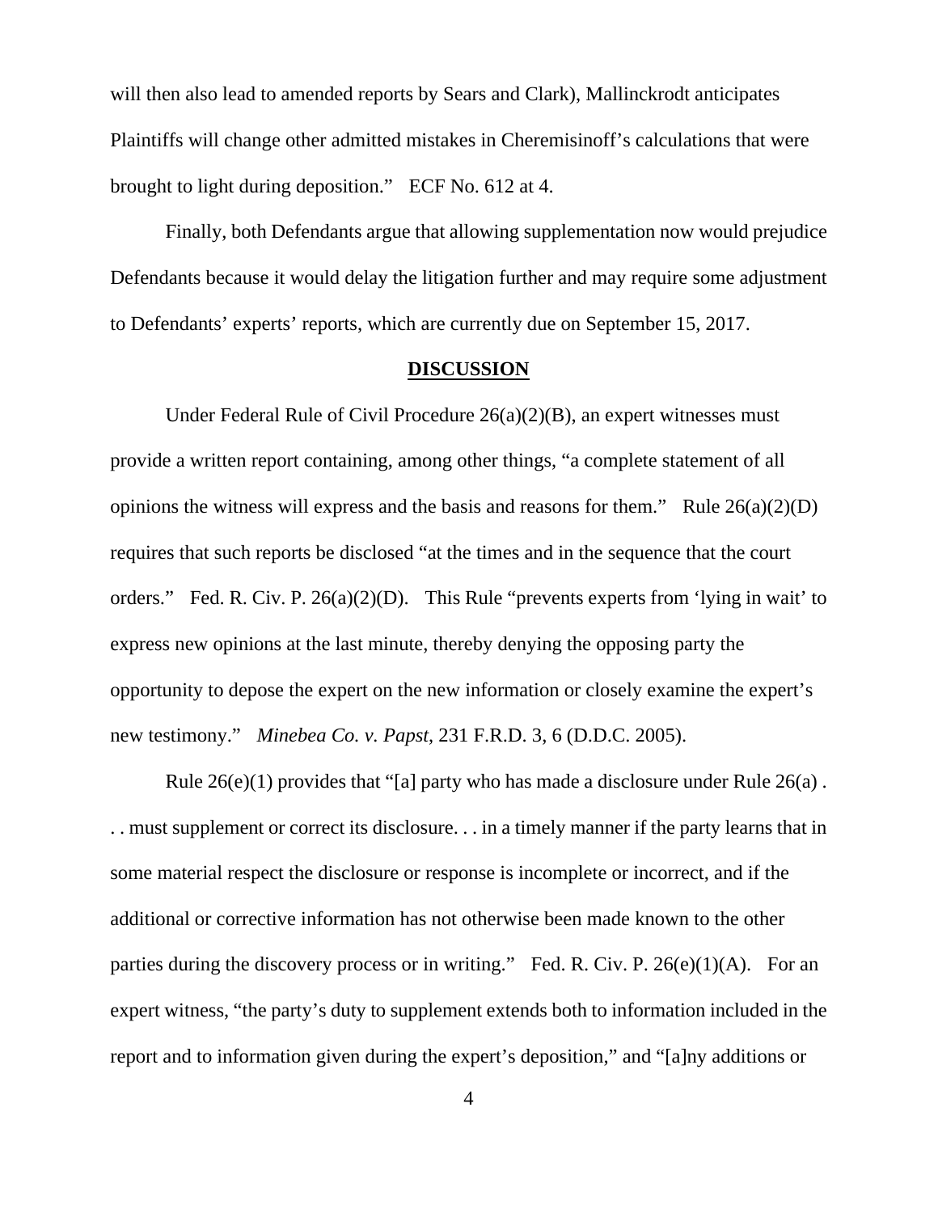will then also lead to amended reports by Sears and Clark), Mallinckrodt anticipates Plaintiffs will change other admitted mistakes in Cheremisinoff's calculations that were brought to light during deposition." ECF No. 612 at 4.

Finally, both Defendants argue that allowing supplementation now would prejudice Defendants because it would delay the litigation further and may require some adjustment to Defendants' experts' reports, which are currently due on September 15, 2017.

## **DISCUSSION**

Under Federal Rule of Civil Procedure 26(a)(2)(B), an expert witnesses must provide a written report containing, among other things, "a complete statement of all opinions the witness will express and the basis and reasons for them." Rule 26(a)(2)(D) requires that such reports be disclosed "at the times and in the sequence that the court orders." Fed. R. Civ. P. 26(a)(2)(D). This Rule "prevents experts from 'lying in wait' to express new opinions at the last minute, thereby denying the opposing party the opportunity to depose the expert on the new information or closely examine the expert's new testimony." *Minebea Co. v. Papst*, 231 F.R.D. 3, 6 (D.D.C. 2005).

Rule 26(e)(1) provides that "[a] party who has made a disclosure under Rule 26(a) . . . must supplement or correct its disclosure. . . in a timely manner if the party learns that in some material respect the disclosure or response is incomplete or incorrect, and if the additional or corrective information has not otherwise been made known to the other parties during the discovery process or in writing." Fed. R. Civ. P. 26(e)(1)(A). For an expert witness, "the party's duty to supplement extends both to information included in the report and to information given during the expert's deposition," and "[a]ny additions or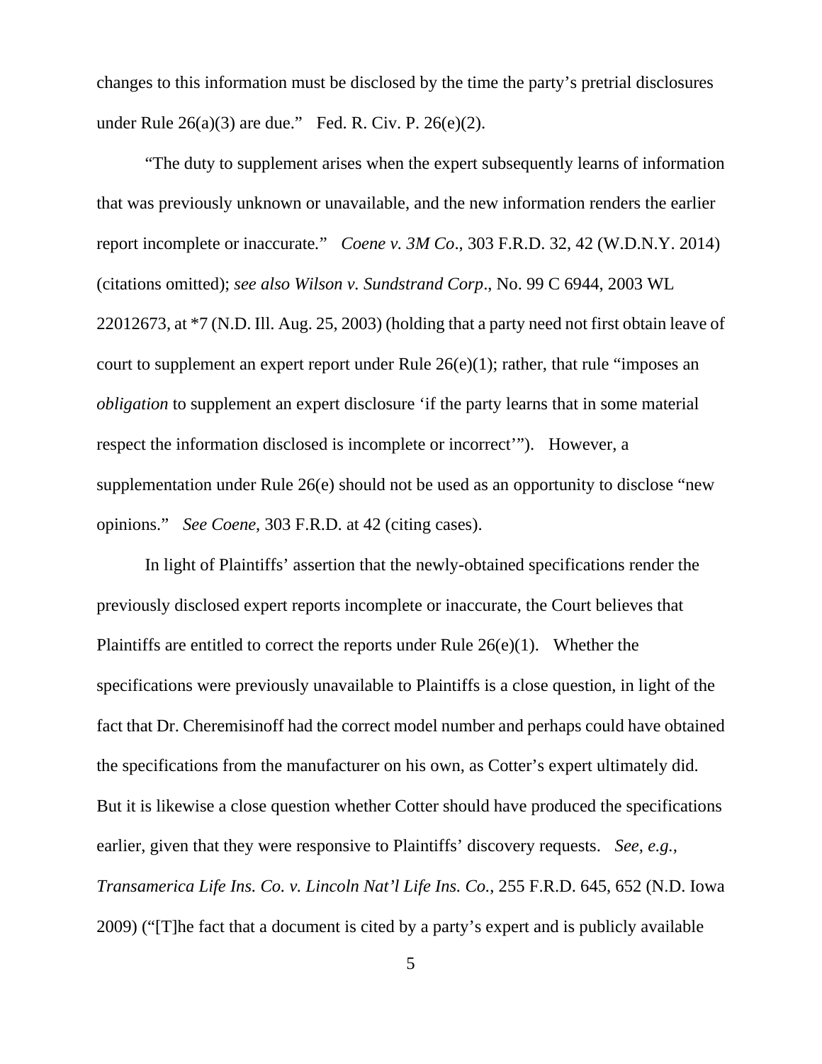changes to this information must be disclosed by the time the party's pretrial disclosures under Rule 26(a)(3) are due." Fed. R. Civ. P. 26(e)(2).

"The duty to supplement arises when the expert subsequently learns of information that was previously unknown or unavailable, and the new information renders the earlier report incomplete or inaccurate." *Coene v. 3M Co*., 303 F.R.D. 32, 42 (W.D.N.Y. 2014) (citations omitted); *see also Wilson v. Sundstrand Corp*., No. 99 C 6944, 2003 WL 22012673, at *7 (N.D. Ill. Aug. 25, 2003) (holding that a party need not first obtain leave of court to supplement an expert report under Rule 26(e)(1); rather, that rule "imposes an *obligation* to supplement an expert disclosure 'if the party learns that in some material respect the information disclosed is incomplete or incorrect'"). However, a supplementation under Rule 26(e) should not be used as an opportunity to disclose "new opinions." *See Coene*, 303 F.R.D. at 42 (citing cases).

In light of Plaintiffs' assertion that the newly-obtained specifications render the previously disclosed expert reports incomplete or inaccurate, the Court believes that Plaintiffs are entitled to correct the reports under Rule 26(e)(1). Whether the specifications were previously unavailable to Plaintiffs is a close question, in light of the fact that Dr. Cheremisinoff had the correct model number and perhaps could have obtained the specifications from the manufacturer on his own, as Cotter's expert ultimately did. But it is likewise a close question whether Cotter should have produced the specifications earlier, given that they were responsive to Plaintiffs' discovery requests. *See, e.g., Transamerica Life Ins. Co. v. Lincoln Nat'l Life Ins. Co.*, 255 F.R.D. 645, 652 (N.D. Iowa 2009) ("[T]he fact that a document is cited by a party's expert and is publicly available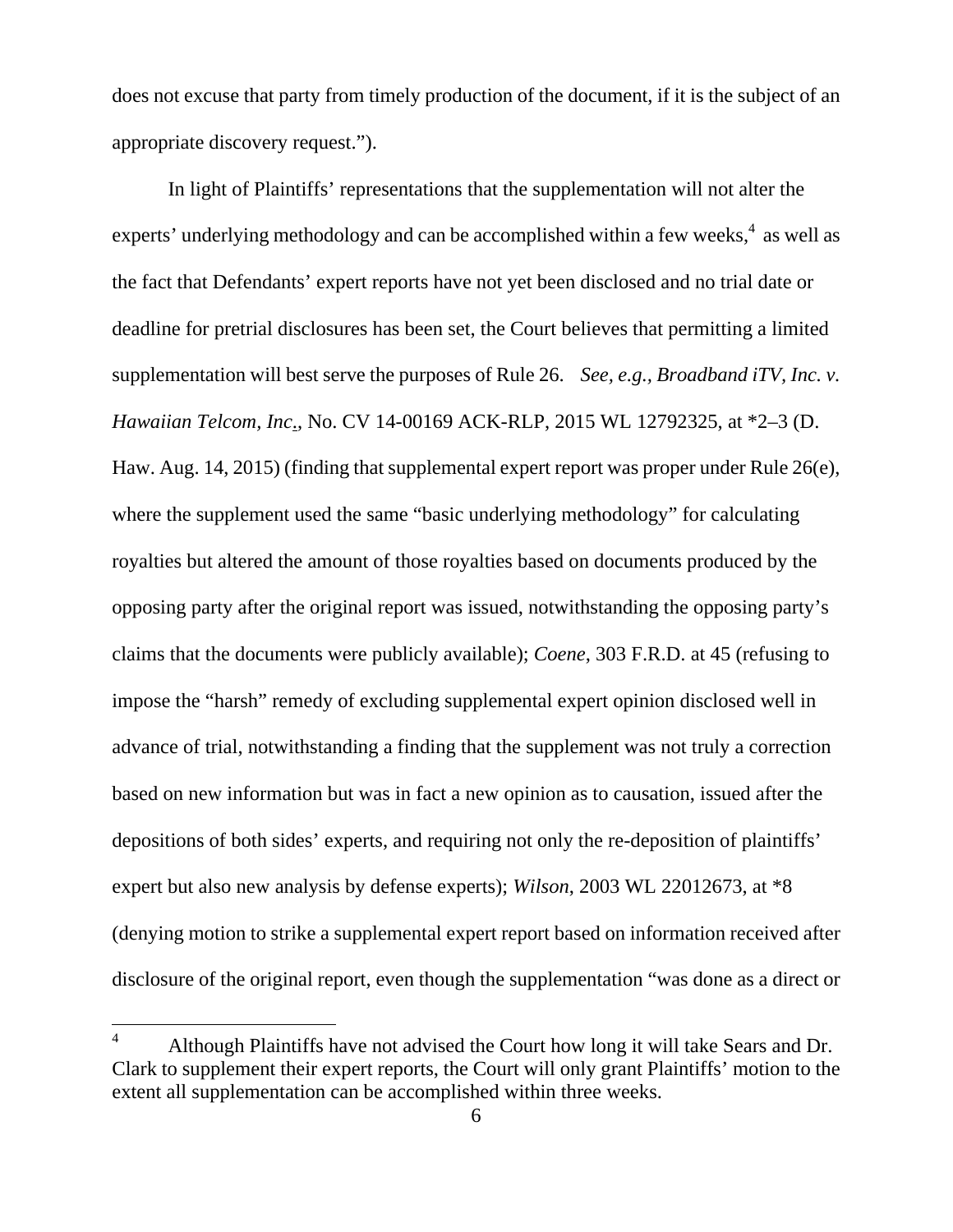does not excuse that party from timely production of the document, if it is the subject of an appropriate discovery request.").

In light of Plaintiffs' representations that the supplementation will not alter the experts' underlying methodology and can be accomplished within a few weeks,[4] as well as the fact that Defendants' expert reports have not yet been disclosed and no trial date or deadline for pretrial disclosures has been set, the Court believes that permitting a limited supplementation will best serve the purposes of Rule 26. *See, e.g.*, *Broadband iTV, Inc. v. Hawaiian Telcom, Inc.*, No. CV 14-00169 ACK-RLP, 2015 WL 12792325, at *2–3 (D. Haw. Aug. 14, 2015) (finding that supplemental expert report was proper under Rule 26(e), where the supplement used the same "basic underlying methodology" for calculating royalties but altered the amount of those royalties based on documents produced by the opposing party after the original report was issued, notwithstanding the opposing party's claims that the documents were publicly available); *Coene*, 303 F.R.D. at 45 (refusing to impose the "harsh" remedy of excluding supplemental expert opinion disclosed well in advance of trial, notwithstanding a finding that the supplement was not truly a correction based on new information but was in fact a new opinion as to causation, issued after the depositions of both sides' experts, and requiring not only the re-deposition of plaintiffs' expert but also new analysis by defense experts); *Wilson*, 2003 WL 22012673, at *8 (denying motion to strike a supplemental expert report based on information received after disclosure of the original report, even though the supplementation "was done as a direct or

---

[4] Although Plaintiffs have not advised the Court how long it will take Sears and Dr. Clark to supplement their expert reports, the Court will only grant Plaintiffs' motion to the extent all supplementation can be accomplished within three weeks.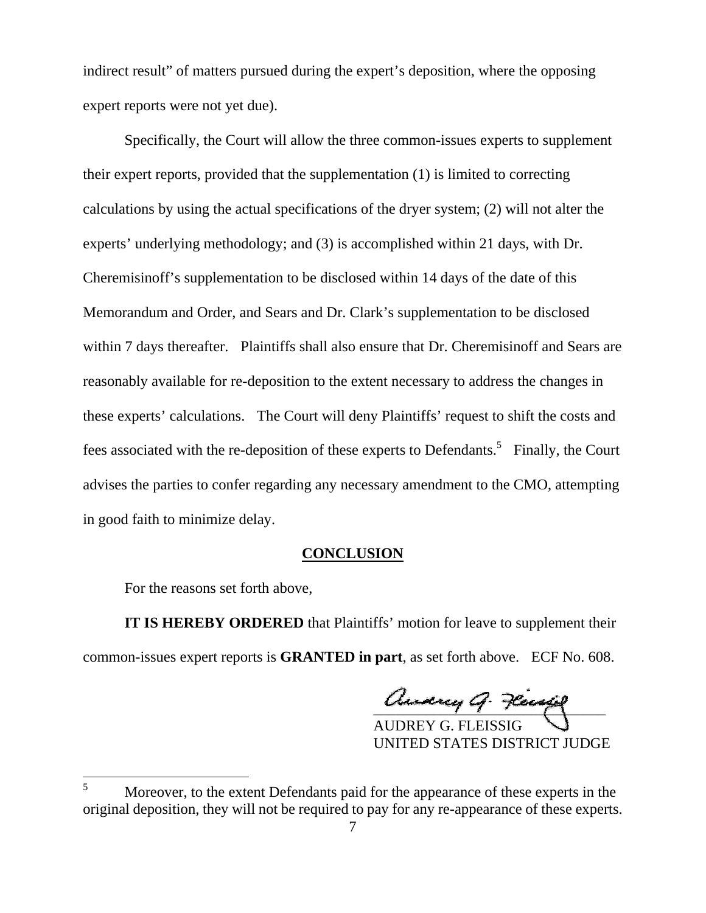indirect result" of matters pursued during the expert's deposition, where the opposing expert reports were not yet due).

Specifically, the Court will allow the three common-issues experts to supplement their expert reports, provided that the supplementation (1) is limited to correcting calculations by using the actual specifications of the dryer system; (2) will not alter the experts' underlying methodology; and (3) is accomplished within 21 days, with Dr. Cheremisinoff's supplementation to be disclosed within 14 days of the date of this Memorandum and Order, and Sears and Dr. Clark's supplementation to be disclosed within 7 days thereafter. Plaintiffs shall also ensure that Dr. Cheremisinoff and Sears are reasonably available for re-deposition to the extent necessary to address the changes in these experts' calculations. The Court will deny Plaintiffs' request to shift the costs and fees associated with the re-deposition of these experts to Defendants.[5] Finally, the Court advises the parties to confer regarding any necessary amendment to the CMO, attempting in good faith to minimize delay.

## CONCLUSION

For the reasons set forth above,

**IT IS HEREBY ORDERED** that Plaintiffs' motion for leave to supplement their common-issues expert reports is **GRANTED in part**, as set forth above. ECF No. 608.

AUDREY G. FLEISSIG
UNITED STATES DISTRICT JUDGE

---

[5] Moreover, to the extent Defendants paid for the appearance of these experts in the original deposition, they will not be required to pay for any re-appearance of these experts.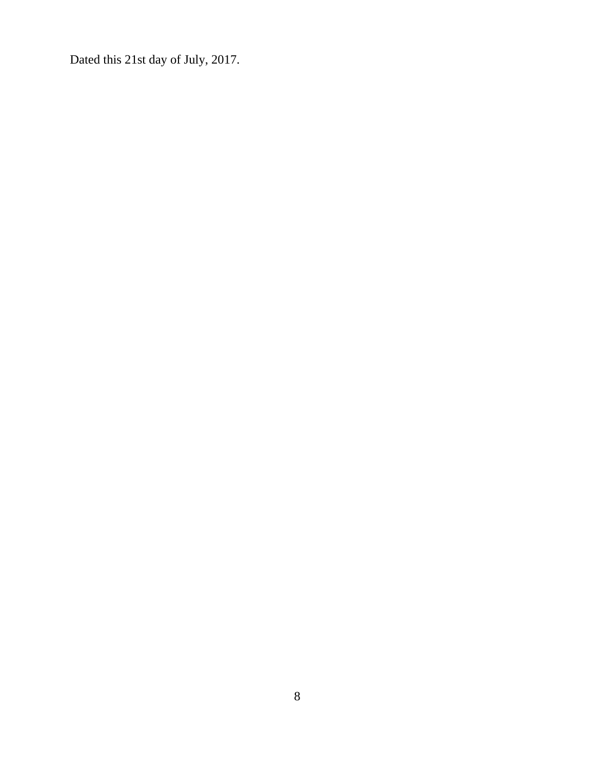Dated this 21st day of July, 2017.